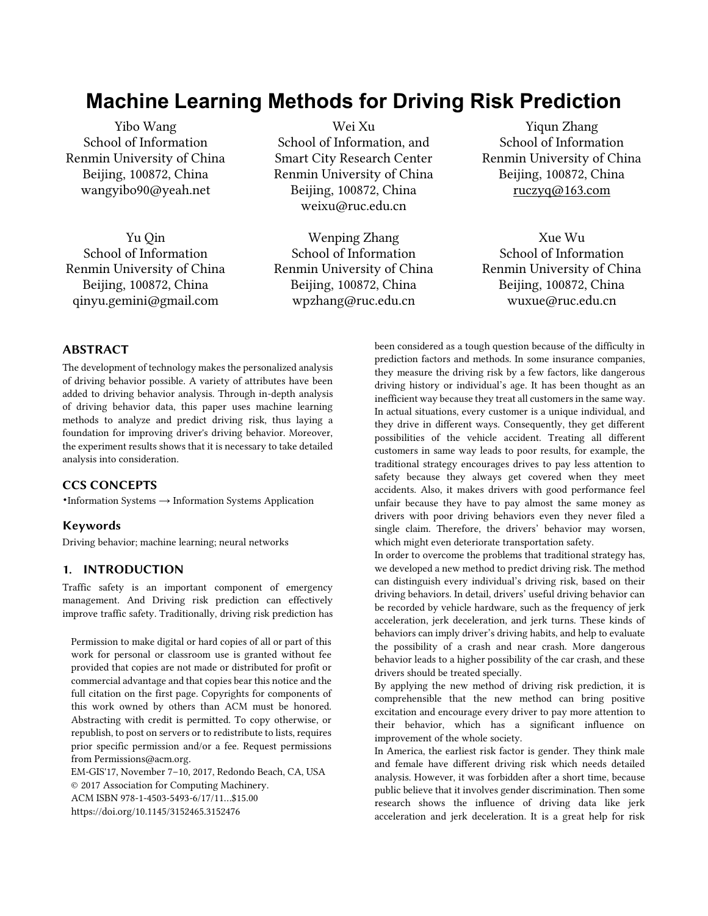# Machine Learning Methods for Driving Risk Prediction

Yibo Wang
School of Information
Renmin University of China
Beijing, 100872, China
wangyibo90@yeah.net

Wei Xu
School of Information, and
Smart City Research Center
Renmin University of China
Beijing, 100872, China
weixu@ruc.edu.cn

Yiqun Zhang
School of Information
Renmin University of China
Beijing, 100872, China
ruczyq@163.com

Yu Qin
School of Information
Renmin University of China
Beijing, 100872, China
qinyu.gemini@gmail.com

Wenping Zhang
School of Information
Renmin University of China
Beijing, 100872, China
wpzhang@ruc.edu.cn

Xue Wu
School of Information
Renmin University of China
Beijing, 100872, China
wuxue@ruc.edu.cn

## ABSTRACT

The development of technology makes the personalized analysis of driving behavior possible. A variety of attributes have been added to driving behavior analysis. Through in-depth analysis of driving behavior data, this paper uses machine learning methods to analyze and predict driving risk, thus laying a foundation for improving driver's driving behavior. Moreover, the experiment results shows that it is necessary to take detailed analysis into consideration.

## CCS CONCEPTS

•Information Systems → Information Systems Application

## Keywords

Driving behavior; machine learning; neural networks

## 1. INTRODUCTION

Traffic safety is an important component of emergency management. And Driving risk prediction can effectively improve traffic safety. Traditionally, driving risk prediction has been considered as a tough question because of the difficulty in prediction factors and methods. In some insurance companies, they measure the driving risk by a few factors, like dangerous driving history or individual's age. It has been thought as an inefficient way because they treat all customers in the same way. In actual situations, every customer is a unique individual, and they drive in different ways. Consequently, they get different possibilities of the vehicle accident. Treating all different customers in same way leads to poor results, for example, the traditional strategy encourages drives to pay less attention to safety because they always get covered when they meet accidents. Also, it makes drivers with good performance feel unfair because they have to pay almost the same money as drivers with poor driving behaviors even they never filed a single claim. Therefore, the drivers' behavior may worsen, which might even deteriorate transportation safety.

In order to overcome the problems that traditional strategy has, we developed a new method to predict driving risk. The method can distinguish every individual's driving risk, based on their driving behaviors. In detail, drivers' useful driving behavior can be recorded by vehicle hardware, such as the frequency of jerk acceleration, jerk deceleration, and jerk turns. These kinds of behaviors can imply driver's driving habits, and help to evaluate the possibility of a crash and near crash. More dangerous behavior leads to a higher possibility of the car crash, and these drivers should be treated specially.

By applying the new method of driving risk prediction, it is comprehensible that the new method can bring positive excitation and encourage every driver to pay more attention to their behavior, which has a significant influence on improvement of the whole society.

In America, the earliest risk factor is gender. They think male and female have different driving risk which needs detailed analysis. However, it was forbidden after a short time, because public believe that it involves gender discrimination. Then some research shows the influence of driving data like jerk acceleration and jerk deceleration. It is a great help for risk

Permission to make digital or hard copies of all or part of this work for personal or classroom use is granted without fee provided that copies are not made or distributed for profit or commercial advantage and that copies bear this notice and the full citation on the first page. Copyrights for components of this work owned by others than ACM must be honored. Abstracting with credit is permitted. To copy otherwise, or republish, to post on servers or to redistribute to lists, requires prior specific permission and/or a fee. Request permissions from Permissions@acm.org.
EM-GIS'17, November 7–10, 2017, Redondo Beach, CA, USA
© 2017 Association for Computing Machinery.
ACM ISBN 978-1-4503-5493-6/17/11…$15.00
https://doi.org/10.1145/3152465.3152476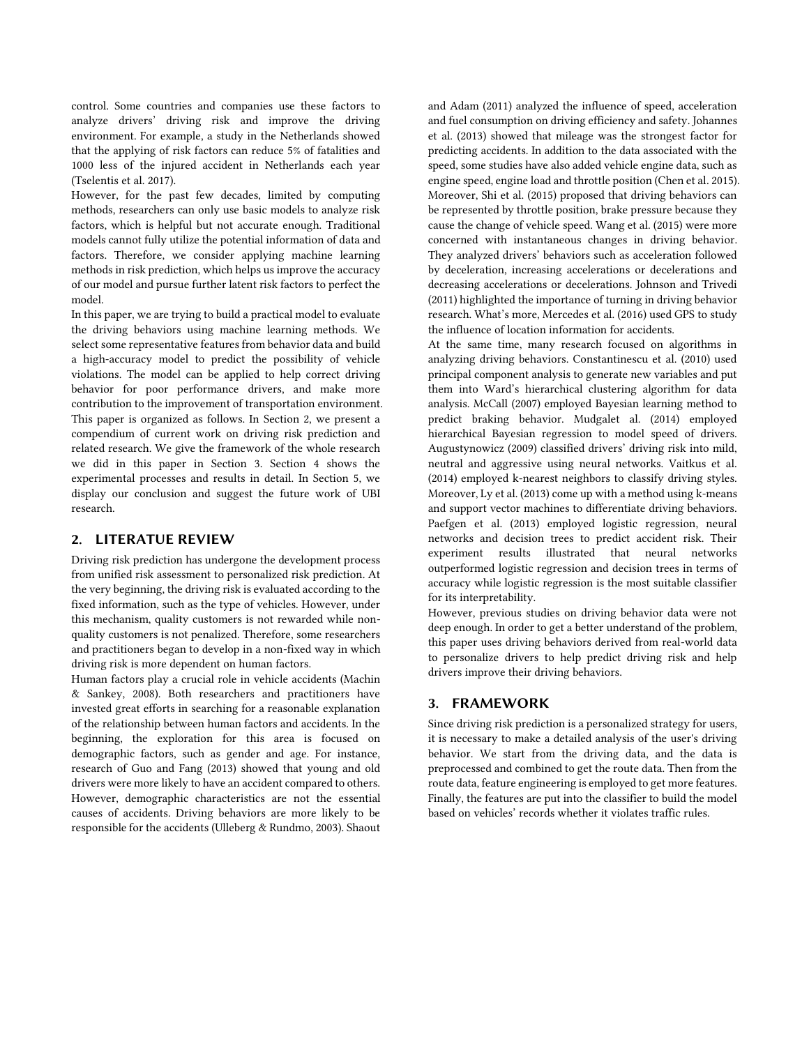control. Some countries and companies use these factors to analyze drivers' driving risk and improve the driving environment. For example, a study in the Netherlands showed that the applying of risk factors can reduce 5% of fatalities and 1000 less of the injured accident in Netherlands each year (Tselentis et al. 2017).

However, for the past few decades, limited by computing methods, researchers can only use basic models to analyze risk factors, which is helpful but not accurate enough. Traditional models cannot fully utilize the potential information of data and factors. Therefore, we consider applying machine learning methods in risk prediction, which helps us improve the accuracy of our model and pursue further latent risk factors to perfect the model.

In this paper, we are trying to build a practical model to evaluate the driving behaviors using machine learning methods. We select some representative features from behavior data and build a high-accuracy model to predict the possibility of vehicle violations. The model can be applied to help correct driving behavior for poor performance drivers, and make more contribution to the improvement of transportation environment.

This paper is organized as follows. In Section 2, we present a compendium of current work on driving risk prediction and related research. We give the framework of the whole research we did in this paper in Section 3. Section 4 shows the experimental processes and results in detail. In Section 5, we display our conclusion and suggest the future work of UBI research.

## 2. LITERATUE REVIEW

Driving risk prediction has undergone the development process from unified risk assessment to personalized risk prediction. At the very beginning, the driving risk is evaluated according to the fixed information, such as the type of vehicles. However, under this mechanism, quality customers is not rewarded while non-quality customers is not penalized. Therefore, some researchers and practitioners began to develop in a non-fixed way in which driving risk is more dependent on human factors.

Human factors play a crucial role in vehicle accidents (Machin & Sankey, 2008). Both researchers and practitioners have invested great efforts in searching for a reasonable explanation of the relationship between human factors and accidents. In the beginning, the exploration for this area is focused on demographic factors, such as gender and age. For instance, research of Guo and Fang (2013) showed that young and old drivers were more likely to have an accident compared to others. However, demographic characteristics are not the essential causes of accidents. Driving behaviors are more likely to be responsible for the accidents (Ulleberg & Rundmo, 2003). Shaout and Adam (2011) analyzed the influence of speed, acceleration and fuel consumption on driving efficiency and safety. Johannes et al. (2013) showed that mileage was the strongest factor for predicting accidents. In addition to the data associated with the speed, some studies have also added vehicle engine data, such as engine speed, engine load and throttle position (Chen et al. 2015). Moreover, Shi et al. (2015) proposed that driving behaviors can be represented by throttle position, brake pressure because they cause the change of vehicle speed. Wang et al. (2015) were more concerned with instantaneous changes in driving behavior. They analyzed drivers' behaviors such as acceleration followed by deceleration, increasing accelerations or decelerations and decreasing accelerations or decelerations. Johnson and Trivedi (2011) highlighted the importance of turning in driving behavior research. What's more, Mercedes et al. (2016) used GPS to study the influence of location information for accidents.

At the same time, many research focused on algorithms in analyzing driving behaviors. Constantinescu et al. (2010) used principal component analysis to generate new variables and put them into Ward's hierarchical clustering algorithm for data analysis. McCall (2007) employed Bayesian learning method to predict braking behavior. Mudgalet al. (2014) employed hierarchical Bayesian regression to model speed of drivers. Augustynowicz (2009) classified drivers' driving risk into mild, neutral and aggressive using neural networks. Vaitkus et al. (2014) employed k-nearest neighbors to classify driving styles. Moreover, Ly et al. (2013) come up with a method using k-means and support vector machines to differentiate driving behaviors. Paefgen et al. (2013) employed logistic regression, neural networks and decision trees to predict accident risk. Their experiment results illustrated that neural networks outperformed logistic regression and decision trees in terms of accuracy while logistic regression is the most suitable classifier for its interpretability.

However, previous studies on driving behavior data were not deep enough. In order to get a better understand of the problem, this paper uses driving behaviors derived from real-world data to personalize drivers to help predict driving risk and help drivers improve their driving behaviors.

## 3. FRAMEWORK

Since driving risk prediction is a personalized strategy for users, it is necessary to make a detailed analysis of the user's driving behavior. We start from the driving data, and the data is preprocessed and combined to get the route data. Then from the route data, feature engineering is employed to get more features. Finally, the features are put into the classifier to build the model based on vehicles' records whether it violates traffic rules.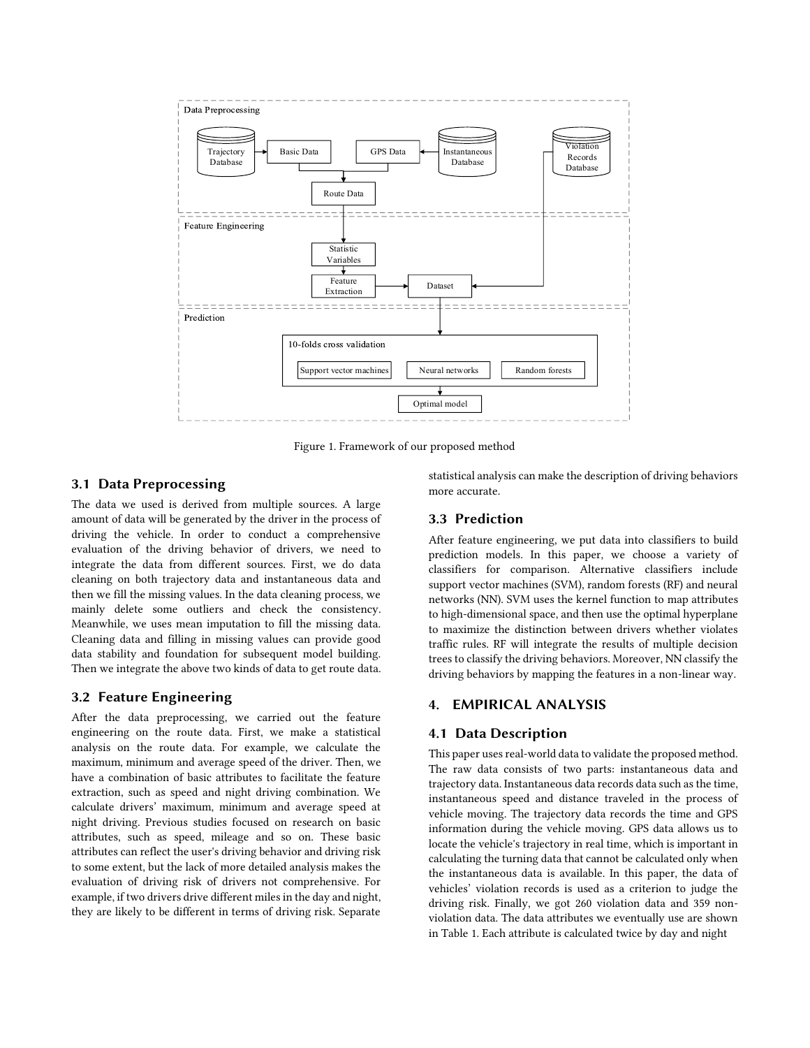Figure 1. Framework of our proposed method

## 3.1 Data Preprocessing

The data we used is derived from multiple sources. A large amount of data will be generated by the driver in the process of driving the vehicle. In order to conduct a comprehensive evaluation of the driving behavior of drivers, we need to integrate the data from different sources. First, we do data cleaning on both trajectory data and instantaneous data and then we fill the missing values. In the data cleaning process, we mainly delete some outliers and check the consistency. Meanwhile, we uses mean imputation to fill the missing data. Cleaning data and filling in missing values can provide good data stability and foundation for subsequent model building. Then we integrate the above two kinds of data to get route data.

## 3.2 Feature Engineering

After the data preprocessing, we carried out the feature engineering on the route data. First, we make a statistical analysis on the route data. For example, we calculate the maximum, minimum and average speed of the driver. Then, we have a combination of basic attributes to facilitate the feature extraction, such as speed and night driving combination. We calculate drivers' maximum, minimum and average speed at night driving. Previous studies focused on research on basic attributes, such as speed, mileage and so on. These basic attributes can reflect the user's driving behavior and driving risk to some extent, but the lack of more detailed analysis makes the evaluation of driving risk of drivers not comprehensive. For example, if two drivers drive different miles in the day and night, they are likely to be different in terms of driving risk. Separate statistical analysis can make the description of driving behaviors more accurate.

## 3.3 Prediction

After feature engineering, we put data into classifiers to build prediction models. In this paper, we choose a variety of classifiers for comparison. Alternative classifiers include support vector machines (SVM), random forests (RF) and neural networks (NN). SVM uses the kernel function to map attributes to high-dimensional space, and then use the optimal hyperplane to maximize the distinction between drivers whether violates traffic rules. RF will integrate the results of multiple decision trees to classify the driving behaviors. Moreover, NN classify the driving behaviors by mapping the features in a non-linear way.

# 4. EMPIRICAL ANALYSIS

## 4.1 Data Description

This paper uses real-world data to validate the proposed method. The raw data consists of two parts: instantaneous data and trajectory data. Instantaneous data records data such as the time, instantaneous speed and distance traveled in the process of vehicle moving. The trajectory data records the time and GPS information during the vehicle moving. GPS data allows us to locate the vehicle's trajectory in real time, which is important in calculating the turning data that cannot be calculated only when the instantaneous data is available. In this paper, the data of vehicles' violation records is used as a criterion to judge the driving risk. Finally, we got 260 violation data and 359 non-violation data. The data attributes we eventually use are shown in Table 1. Each attribute is calculated twice by day and night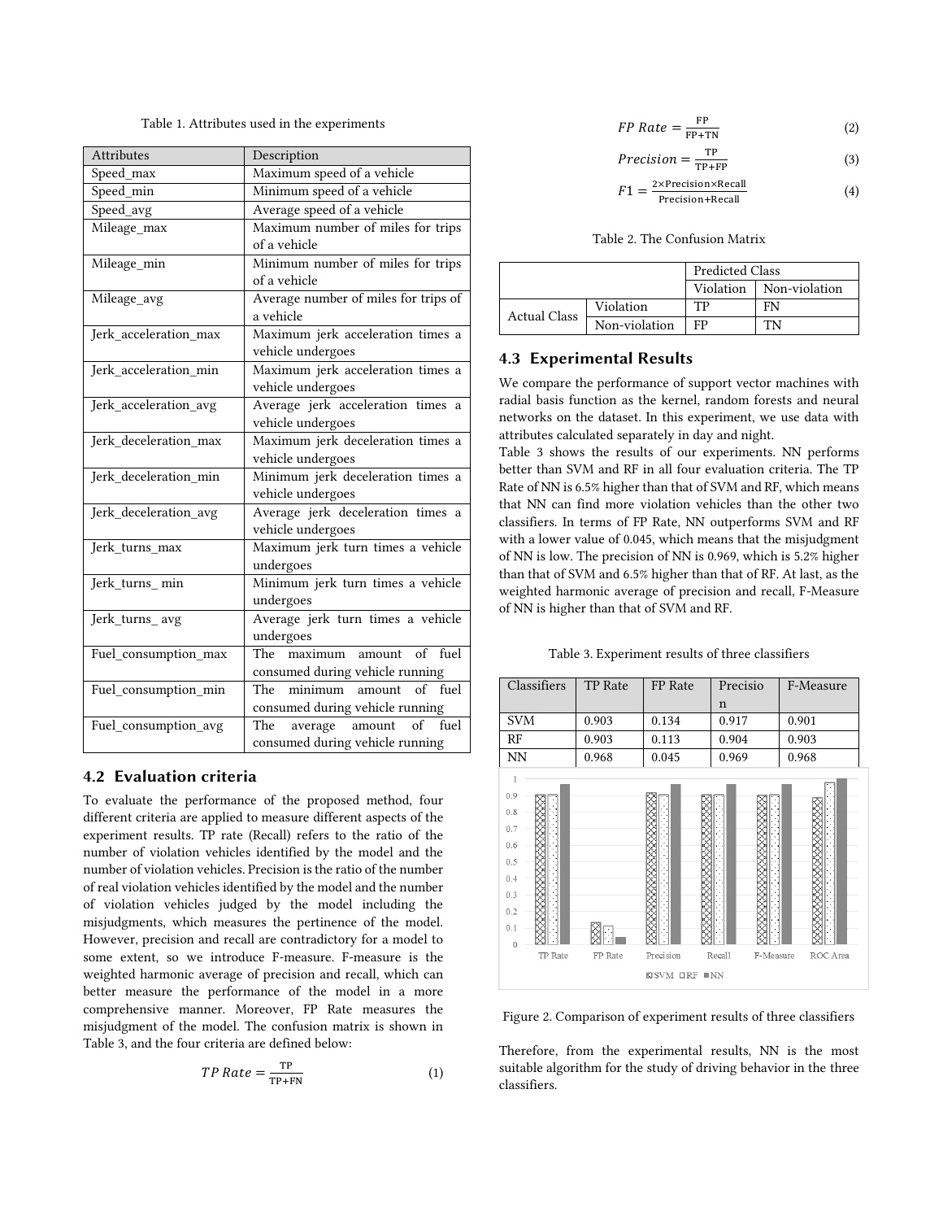Table 1. Attributes used in the experiments

| Attributes | Description |
|---|---|
| Speed_max | Maximum speed of a vehicle |
| Speed_min | Minimum speed of a vehicle |
| Speed_avg | Average speed of a vehicle |
| Mileage_max | Maximum number of miles for trips of a vehicle |
| Mileage_min | Minimum number of miles for trips of a vehicle |
| Mileage_avg | Average number of miles for trips of a vehicle |
| Jerk_acceleration_max | Maximum jerk acceleration times a vehicle undergoes |
| Jerk_acceleration_min | Maximum jerk acceleration times a vehicle undergoes |
| Jerk_acceleration_avg | Average jerk acceleration times a vehicle undergoes |
| Jerk_deceleration_max | Maximum jerk deceleration times a vehicle undergoes |
| Jerk_deceleration_min | Minimum jerk deceleration times a vehicle undergoes |
| Jerk_deceleration_avg | Average jerk deceleration times a vehicle undergoes |
| Jerk_turns_max | Maximum jerk turn times a vehicle undergoes |
| Jerk_turns_ min | Minimum jerk turn times a vehicle undergoes |
| Jerk_turns_ avg | Average jerk turn times a vehicle undergoes |
| Fuel_consumption_max | The maximum amount of fuel consumed during vehicle running |
| Fuel_consumption_min | The minimum amount of fuel consumed during vehicle running |
| Fuel_consumption_avg | The average amount of fuel consumed during vehicle running |

## 4.2 Evaluation criteria

To evaluate the performance of the proposed method, four different criteria are applied to measure different aspects of the experiment results. TP rate (Recall) refers to the ratio of the number of violation vehicles identified by the model and the number of violation vehicles. Precision is the ratio of the number of real violation vehicles identified by the model and the number of violation vehicles judged by the model including the misjudgments, which measures the pertinence of the model. However, precision and recall are contradictory for a model to some extent, so we introduce F-measure. F-measure is the weighted harmonic average of precision and recall, which can better measure the performance of the model in a more comprehensive manner. Moreover, FP Rate measures the misjudgment of the model. The confusion matrix is shown in Table 3, and the four criteria are defined below:

$$TP\ Rate = \frac{\text{TP}}{\text{TP+FN}} \tag{1}$$

$$FP\ Rate = \frac{\text{FP}}{\text{FP+TN}} \tag{2}$$

$$Precision = \frac{\text{TP}}{\text{TP+FP}} \tag{3}$$

$$F1 = \frac{2\times\text{Precision}\times\text{Recall}}{\text{Precision+Recall}} \tag{4}$$

Table 2. The Confusion Matrix

| | | Predicted Class | |
|---|---|---|---|
| | | Violation | Non-violation |
| Actual Class | Violation | TP | FN |
| | Non-violation | FP | TN |

## 4.3 Experimental Results

We compare the performance of support vector machines with radial basis function as the kernel, random forests and neural networks on the dataset. In this experiment, we use data with attributes calculated separately in day and night.

Table 3 shows the results of our experiments. NN performs better than SVM and RF in all four evaluation criteria. The TP Rate of NN is 6.5% higher than that of SVM and RF, which means that NN can find more violation vehicles than the other two classifiers. In terms of FP Rate, NN outperforms SVM and RF with a lower value of 0.045, which means that the misjudgment of NN is low. The precision of NN is 0.969, which is 5.2% higher than that of SVM and 6.5% higher than that of RF. At last, as the weighted harmonic average of precision and recall, F-Measure of NN is higher than that of SVM and RF.

Table 3. Experiment results of three classifiers

| Classifiers | TP Rate | FP Rate | Precision | F-Measure |
|---|---|---|---|---|
| SVM | 0.903 | 0.134 | 0.917 | 0.901 |
| RF | 0.903 | 0.113 | 0.904 | 0.903 |
| NN | 0.968 | 0.045 | 0.969 | 0.968 |

Figure 2. Comparison of experiment results of three classifiers

Therefore, from the experimental results, NN is the most suitable algorithm for the study of driving behavior in the three classifiers.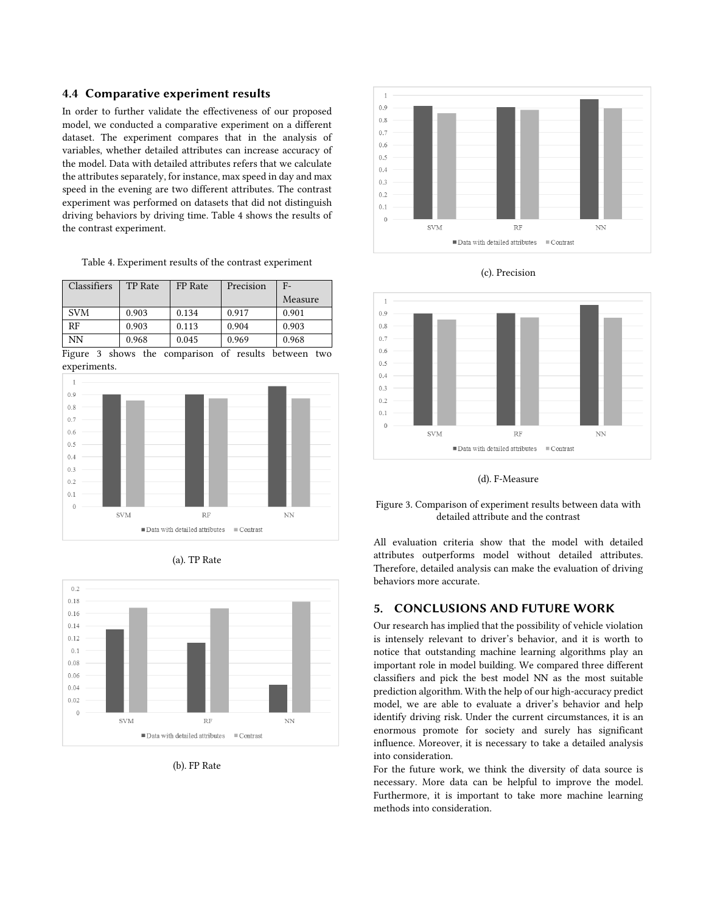### 4.4 Comparative experiment results

In order to further validate the effectiveness of our proposed model, we conducted a comparative experiment on a different dataset. The experiment compares that in the analysis of variables, whether detailed attributes can increase accuracy of the model. Data with detailed attributes refers that we calculate the attributes separately, for instance, max speed in day and max speed in the evening are two different attributes. The contrast experiment was performed on datasets that did not distinguish driving behaviors by driving time. Table 4 shows the results of the contrast experiment.

Table 4. Experiment results of the contrast experiment

| Classifiers | TP Rate | FP Rate | Precision | F-Measure |
|---|---|---|---|---|
| SVM | 0.903 | 0.134 | 0.917 | 0.901 |
| RF | 0.903 | 0.113 | 0.904 | 0.903 |
| NN | 0.968 | 0.045 | 0.969 | 0.968 |

Figure 3 shows the comparison of results between two experiments.

(a). TP Rate

(b). FP Rate

(c). Precision

(d). F-Measure

Figure 3. Comparison of experiment results between data with detailed attribute and the contrast

All evaluation criteria show that the model with detailed attributes outperforms model without detailed attributes. Therefore, detailed analysis can make the evaluation of driving behaviors more accurate.

## 5. CONCLUSIONS AND FUTURE WORK

Our research has implied that the possibility of vehicle violation is intensely relevant to driver's behavior, and it is worth to notice that outstanding machine learning algorithms play an important role in model building. We compared three different classifiers and pick the best model NN as the most suitable prediction algorithm. With the help of our high-accuracy predict model, we are able to evaluate a driver's behavior and help identify driving risk. Under the current circumstances, it is an enormous promote for society and surely has significant influence. Moreover, it is necessary to take a detailed analysis into consideration.

For the future work, we think the diversity of data source is necessary. More data can be helpful to improve the model. Furthermore, it is important to take more machine learning methods into consideration.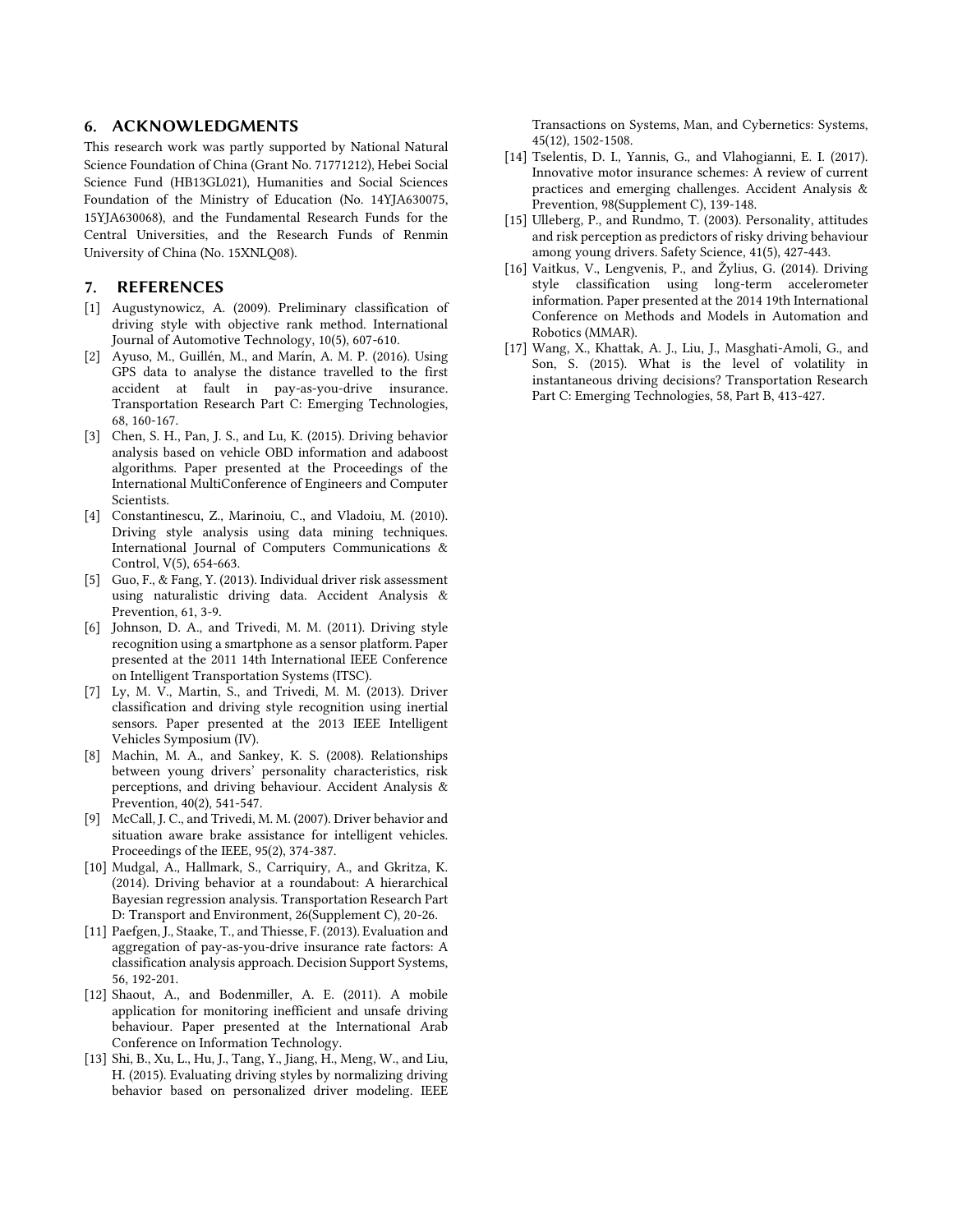## 6. ACKNOWLEDGMENTS

This research work was partly supported by National Natural Science Foundation of China (Grant No. 71771212), Hebei Social Science Fund (HB13GL021), Humanities and Social Sciences Foundation of the Ministry of Education (No. 14YJA630075, 15YJA630068), and the Fundamental Research Funds for the Central Universities, and the Research Funds of Renmin University of China (No. 15XNLQ08).

## 7. REFERENCES

[1] Augustynowicz, A. (2009). Preliminary classification of driving style with objective rank method. International Journal of Automotive Technology, 10(5), 607-610.

[2] Ayuso, M., Guillén, M., and Marín, A. M. P. (2016). Using GPS data to analyse the distance travelled to the first accident at fault in pay-as-you-drive insurance. Transportation Research Part C: Emerging Technologies, 68, 160-167.

[3] Chen, S. H., Pan, J. S., and Lu, K. (2015). Driving behavior analysis based on vehicle OBD information and adaboost algorithms. Paper presented at the Proceedings of the International MultiConference of Engineers and Computer Scientists.

[4] Constantinescu, Z., Marinoiu, C., and Vladoiu, M. (2010). Driving style analysis using data mining techniques. International Journal of Computers Communications & Control, V(5), 654-663.

[5] Guo, F., & Fang, Y. (2013). Individual driver risk assessment using naturalistic driving data. Accident Analysis & Prevention, 61, 3-9.

[6] Johnson, D. A., and Trivedi, M. M. (2011). Driving style recognition using a smartphone as a sensor platform. Paper presented at the 2011 14th International IEEE Conference on Intelligent Transportation Systems (ITSC).

[7] Ly, M. V., Martin, S., and Trivedi, M. M. (2013). Driver classification and driving style recognition using inertial sensors. Paper presented at the 2013 IEEE Intelligent Vehicles Symposium (IV).

[8] Machin, M. A., and Sankey, K. S. (2008). Relationships between young drivers' personality characteristics, risk perceptions, and driving behaviour. Accident Analysis & Prevention, 40(2), 541-547.

[9] McCall, J. C., and Trivedi, M. M. (2007). Driver behavior and situation aware brake assistance for intelligent vehicles. Proceedings of the IEEE, 95(2), 374-387.

[10] Mudgal, A., Hallmark, S., Carriquiry, A., and Gkritza, K. (2014). Driving behavior at a roundabout: A hierarchical Bayesian regression analysis. Transportation Research Part D: Transport and Environment, 26(Supplement C), 20-26.

[11] Paefgen, J., Staake, T., and Thiesse, F. (2013). Evaluation and aggregation of pay-as-you-drive insurance rate factors: A classification analysis approach. Decision Support Systems, 56, 192-201.

[12] Shaout, A., and Bodenmiller, A. E. (2011). A mobile application for monitoring inefficient and unsafe driving behaviour. Paper presented at the International Arab Conference on Information Technology.

[13] Shi, B., Xu, L., Hu, J., Tang, Y., Jiang, H., Meng, W., and Liu, H. (2015). Evaluating driving styles by normalizing driving behavior based on personalized driver modeling. IEEE Transactions on Systems, Man, and Cybernetics: Systems, 45(12), 1502-1508.

[14] Tselentis, D. I., Yannis, G., and Vlahogianni, E. I. (2017). Innovative motor insurance schemes: A review of current practices and emerging challenges. Accident Analysis & Prevention, 98(Supplement C), 139-148.

[15] Ulleberg, P., and Rundmo, T. (2003). Personality, attitudes and risk perception as predictors of risky driving behaviour among young drivers. Safety Science, 41(5), 427-443.

[16] Vaitkus, V., Lengvenis, P., and Žylius, G. (2014). Driving style classification using long-term accelerometer information. Paper presented at the 2014 19th International Conference on Methods and Models in Automation and Robotics (MMAR).

[17] Wang, X., Khattak, A. J., Liu, J., Masghati-Amoli, G., and Son, S. (2015). What is the level of volatility in instantaneous driving decisions? Transportation Research Part C: Emerging Technologies, 58, Part B, 413-427.